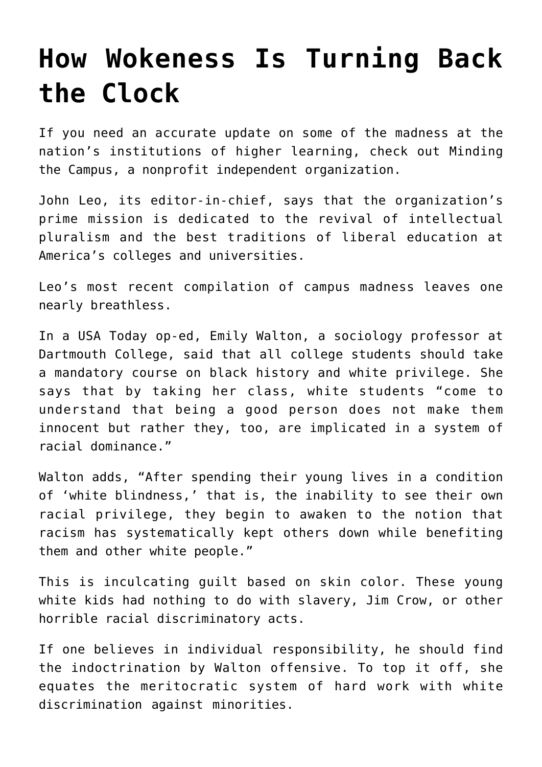# How Wokeness Is Turning Back the Clock

If you need an accurate update on some of the madness at the nation's institutions of higher learning, check out Minding the Campus, a nonprofit independent organization.

John Leo, its editor-in-chief, says that the organization's prime mission is dedicated to the revival of intellectual pluralism and the best traditions of liberal education at America's colleges and universities.

Leo's most recent compilation of campus madness leaves one nearly breathless.

In a USA Today op-ed, Emily Walton, a sociology professor at Dartmouth College, said that all college students should take a mandatory course on black history and white privilege. She says that by taking her class, white students "come to understand that being a good person does not make them innocent but rather they, too, are implicated in a system of racial dominance."

Walton adds, "After spending their young lives in a condition of 'white blindness,' that is, the inability to see their own racial privilege, they begin to awaken to the notion that racism has systematically kept others down while benefiting them and other white people."

This is inculcating guilt based on skin color. These young white kids had nothing to do with slavery, Jim Crow, or other horrible racial discriminatory acts.

If one believes in individual responsibility, he should find the indoctrination by Walton offensive. To top it off, she equates the meritocratic system of hard work with white discrimination against minorities.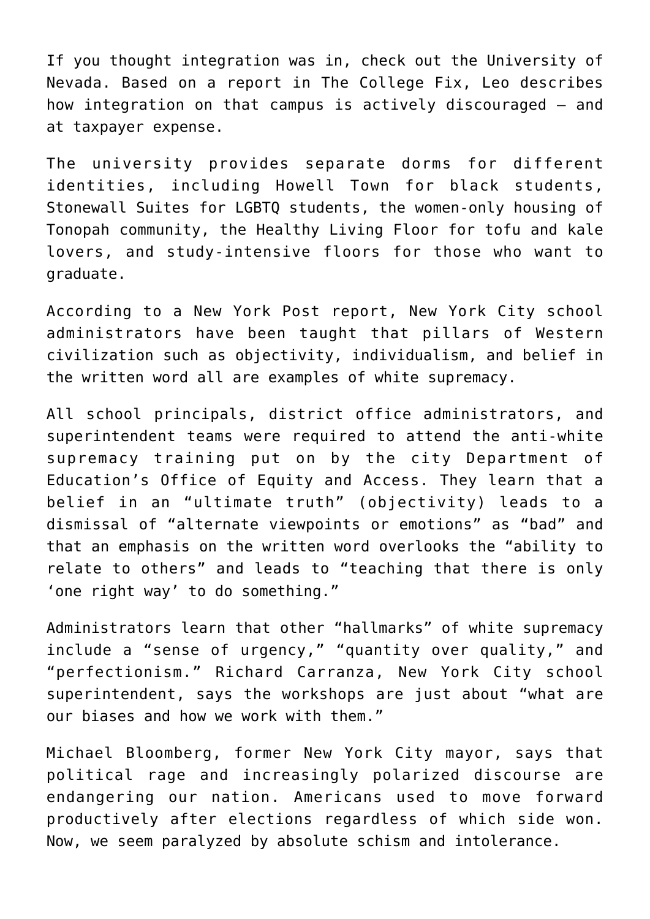If you thought integration was in, check out the University of Nevada. Based on a report in The College Fix, Leo describes how integration on that campus is actively discouraged — and at taxpayer expense.

The university provides separate dorms for different identities, including Howell Town for black students, Stonewall Suites for LGBTQ students, the women-only housing of Tonopah community, the Healthy Living Floor for tofu and kale lovers, and study-intensive floors for those who want to graduate.

According to a New York Post report, New York City school administrators have been taught that pillars of Western civilization such as objectivity, individualism, and belief in the written word all are examples of white supremacy.

All school principals, district office administrators, and superintendent teams were required to attend the anti-white supremacy training put on by the city Department of Education's Office of Equity and Access. They learn that a belief in an "ultimate truth" (objectivity) leads to a dismissal of "alternate viewpoints or emotions" as "bad" and that an emphasis on the written word overlooks the "ability to relate to others" and leads to "teaching that there is only 'one right way' to do something."

Administrators learn that other "hallmarks" of white supremacy include a "sense of urgency," "quantity over quality," and "perfectionism." Richard Carranza, New York City school superintendent, says the workshops are just about "what are our biases and how we work with them."

Michael Bloomberg, former New York City mayor, says that political rage and increasingly polarized discourse are endangering our nation. Americans used to move forward productively after elections regardless of which side won. Now, we seem paralyzed by absolute schism and intolerance.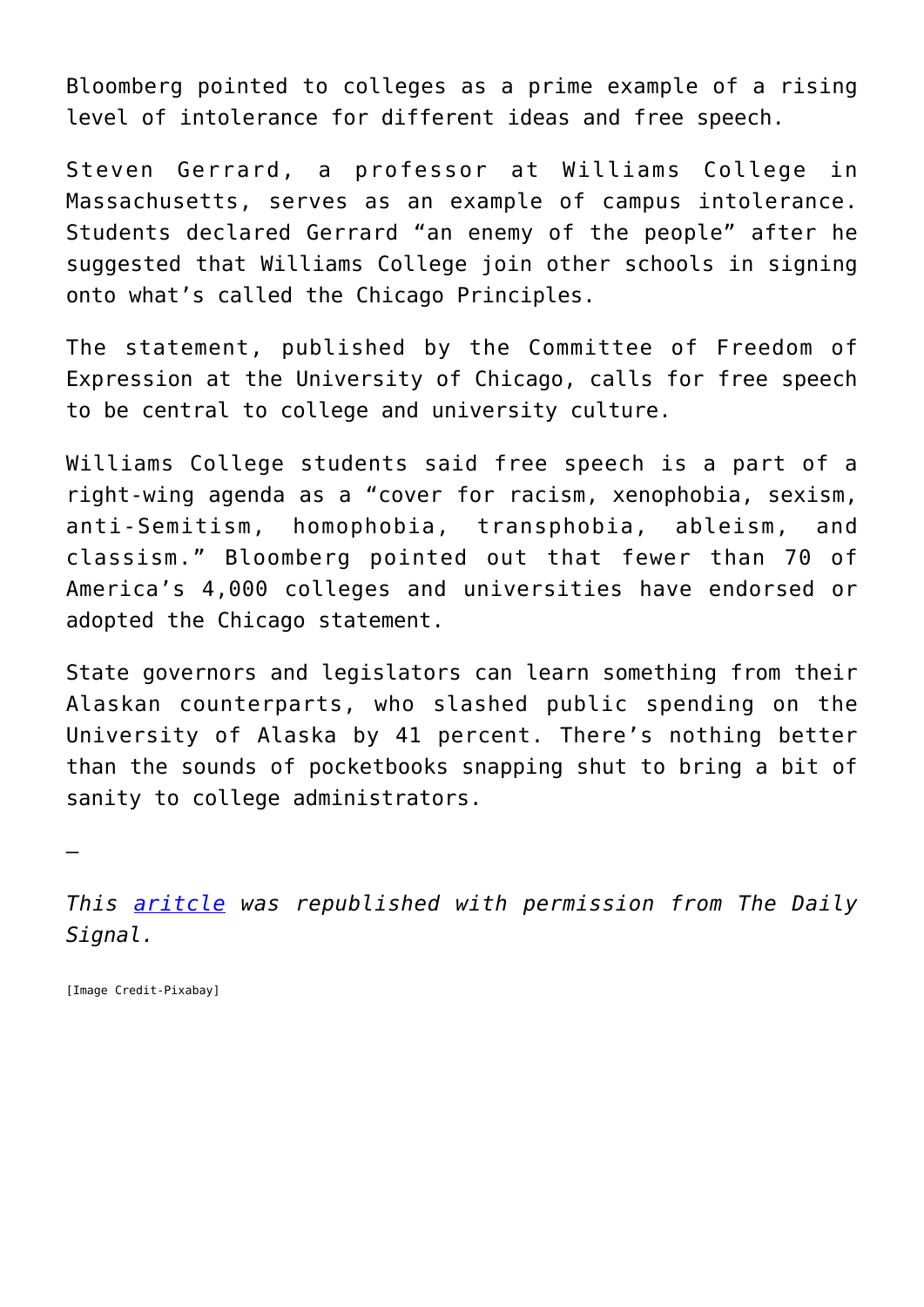Bloomberg pointed to colleges as a prime example of a rising level of intolerance for different ideas and free speech.

Steven Gerrard, a professor at Williams College in Massachusetts, serves as an example of campus intolerance. Students declared Gerrard "an enemy of the people" after he suggested that Williams College join other schools in signing onto what's called the Chicago Principles.

The statement, published by the Committee of Freedom of Expression at the University of Chicago, calls for free speech to be central to college and university culture.

Williams College students said free speech is a part of a right-wing agenda as a "cover for racism, xenophobia, sexism, anti-Semitism, homophobia, transphobia, ableism, and classism." Bloomberg pointed out that fewer than 70 of America's 4,000 colleges and universities have endorsed or adopted the Chicago statement.

State governors and legislators can learn something from their Alaskan counterparts, who slashed public spending on the University of Alaska by 41 percent. There's nothing better than the sounds of pocketbooks snapping shut to bring a bit of sanity to college administrators.

—

*This aritcle was republished with permission from The Daily Signal.*

[Image Credit-Pixabay]